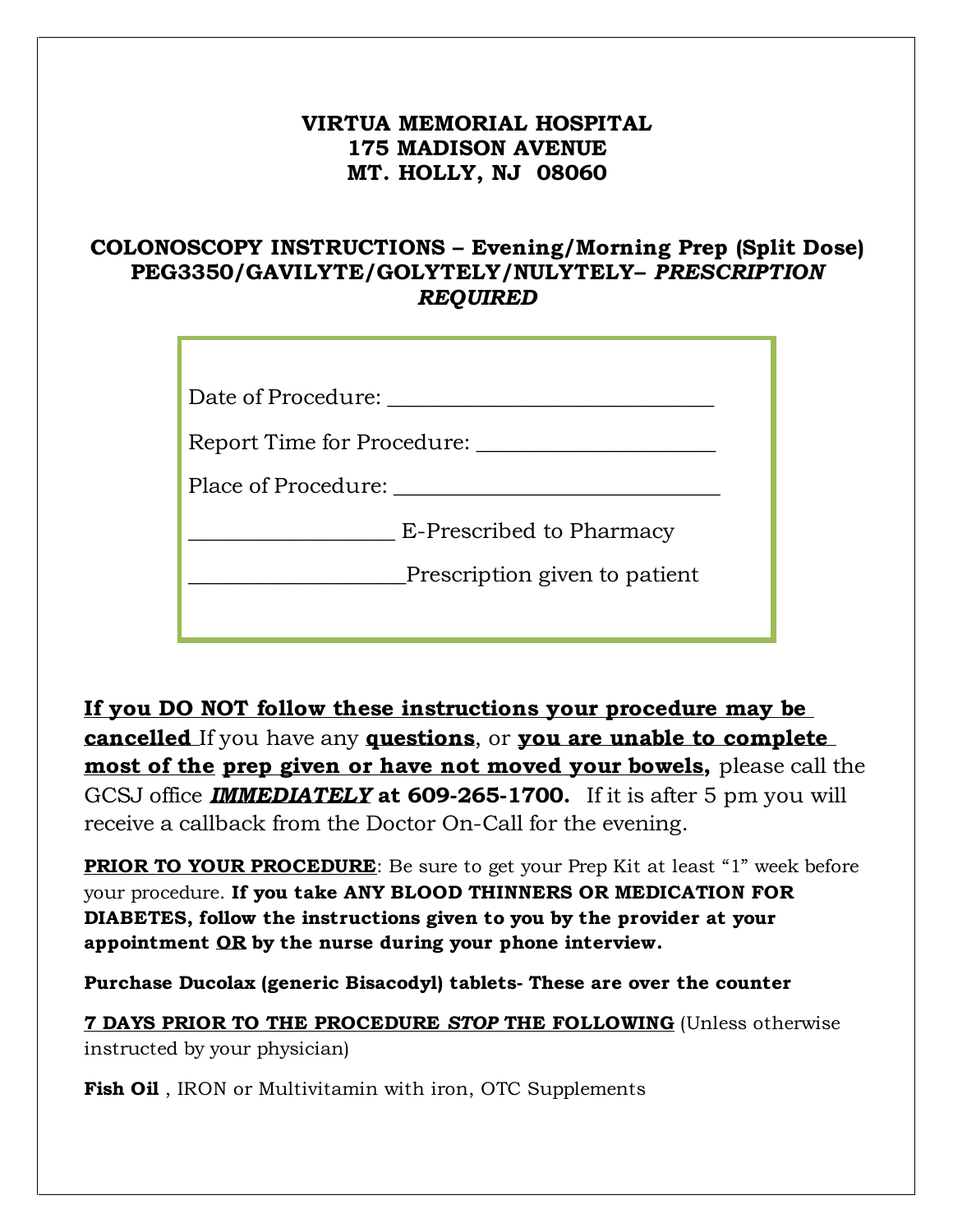**VIRTUA MEMORIAL HOSPITAL**
**175 MADISON AVENUE**
**MT. HOLLY, NJ 08060**

## COLONOSCOPY INSTRUCTIONS – Evening/Morning Prep (Split Dose) PEG3350/GAVILYTE/GOLYTELY/NULYTELY– *PRESCRIPTION REQUIRED*

Date of Procedure: ______________________________

Report Time for Procedure: _____________________

Place of Procedure: ______________________________

__________________ E-Prescribed to Pharmacy

___________________Prescription given to patient

**If you DO NOT follow these instructions your procedure may be cancelled** If you have any **questions**, or **you are unable to complete most of the prep given or have not moved your bowels,** please call the GCSJ office ***IMMEDIATELY*** **at 609-265-1700.** If it is after 5 pm you will receive a callback from the Doctor On-Call for the evening.

**PRIOR TO YOUR PROCEDURE**: Be sure to get your Prep Kit at least "1" week before your procedure. **If you take ANY BLOOD THINNERS OR MEDICATION FOR DIABETES, follow the instructions given to you by the provider at your appointment OR by the nurse during your phone interview.**

**Purchase Ducolax (generic Bisacodyl) tablets- These are over the counter**

**7 DAYS PRIOR TO THE PROCEDURE *STOP* THE FOLLOWING** (Unless otherwise instructed by your physician)

**Fish Oil** , IRON or Multivitamin with iron, OTC Supplements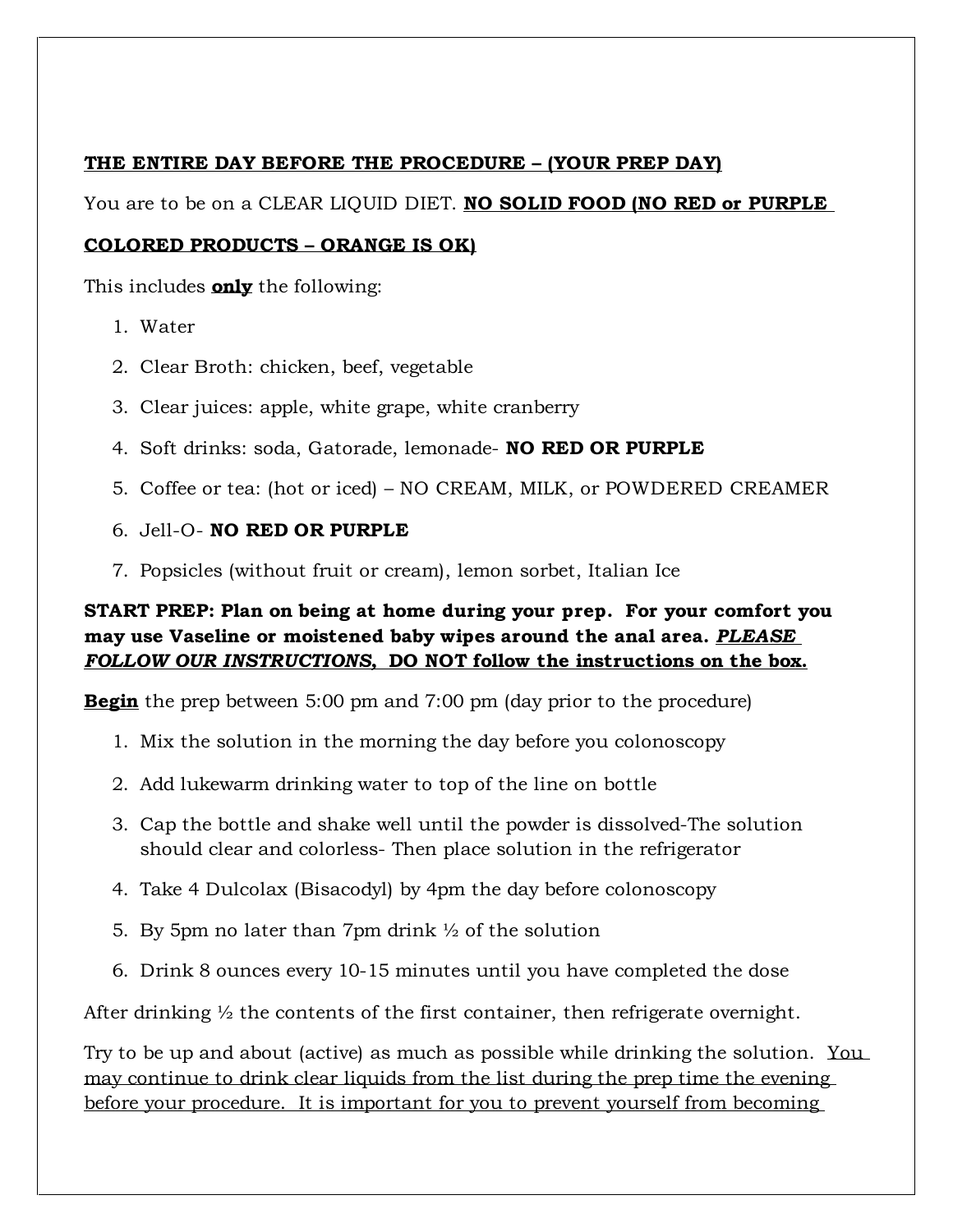**<u>THE ENTIRE DAY BEFORE THE PROCEDURE – (YOUR PREP DAY)</u>**

You are to be on a CLEAR LIQUID DIET. **<u>NO SOLID FOOD (NO RED or PURPLE COLORED PRODUCTS – ORANGE IS OK)</u>**

This includes **<u>only</u>** the following:

1. Water
2. Clear Broth: chicken, beef, vegetable
3. Clear juices: apple, white grape, white cranberry
4. Soft drinks: soda, Gatorade, lemonade- **NO RED OR PURPLE**
5. Coffee or tea: (hot or iced) – NO CREAM, MILK, or POWDERED CREAMER
6. Jell-O- **NO RED OR PURPLE**
7. Popsicles (without fruit or cream), lemon sorbet, Italian Ice

**START PREP: Plan on being at home during your prep. For your comfort you may use Vaseline or moistened baby wipes around the anal area. <u>*PLEASE FOLLOW OUR INSTRUCTIONS*, DO NOT follow the instructions on the box.</u>**

**<u>Begin</u>** the prep between 5:00 pm and 7:00 pm (day prior to the procedure)

1. Mix the solution in the morning the day before you colonoscopy
2. Add lukewarm drinking water to top of the line on bottle
3. Cap the bottle and shake well until the powder is dissolved-The solution should clear and colorless- Then place solution in the refrigerator
4. Take 4 Dulcolax (Bisacodyl) by 4pm the day before colonoscopy
5. By 5pm no later than 7pm drink ½ of the solution
6. Drink 8 ounces every 10-15 minutes until you have completed the dose

After drinking ½ the contents of the first container, then refrigerate overnight.

Try to be up and about (active) as much as possible while drinking the solution. <u>You may continue to drink clear liquids from the list during the prep time the evening before your procedure. It is important for you to prevent yourself from becoming</u>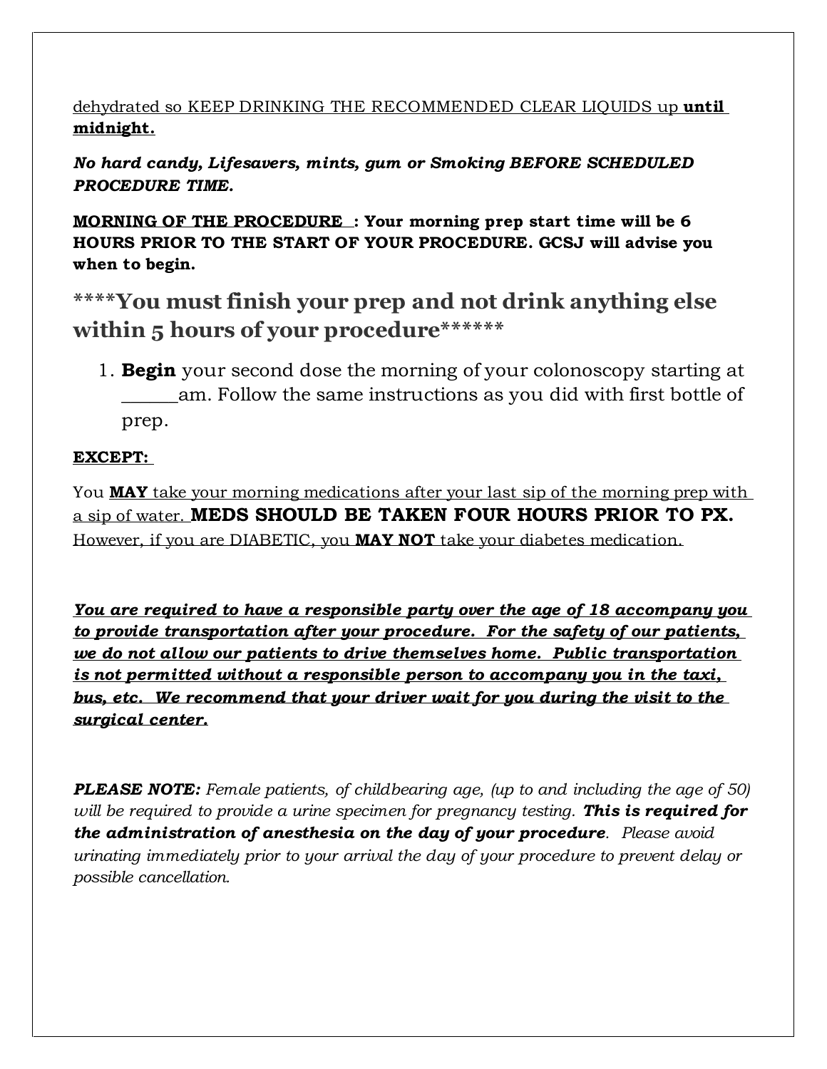dehydrated so KEEP DRINKING THE RECOMMENDED CLEAR LIQUIDS up **until midnight.**

***No hard candy, Lifesavers, mints, gum or Smoking BEFORE SCHEDULED PROCEDURE TIME.***

**MORNING OF THE PROCEDURE : Your morning prep start time will be 6 HOURS PRIOR TO THE START OF YOUR PROCEDURE. GCSJ will advise you when to begin.**

## ****You must finish your prep and not drink anything else within 5 hours of your procedure******

1. **Begin** your second dose the morning of your colonoscopy starting at ______am. Follow the same instructions as you did with first bottle of prep.

**EXCEPT:**

You **MAY** take your morning medications after your last sip of the morning prep with a sip of water. **MEDS SHOULD BE TAKEN FOUR HOURS PRIOR TO PX.** However, if you are DIABETIC, you **MAY NOT** take your diabetes medication.

***You are required to have a responsible party over the age of 18 accompany you to provide transportation after your procedure. For the safety of our patients, we do not allow our patients to drive themselves home. Public transportation is not permitted without a responsible person to accompany you in the taxi, bus, etc. We recommend that your driver wait for you during the visit to the surgical center.***

***PLEASE NOTE:*** *Female patients, of childbearing age, (up to and including the age of 50) will be required to provide a urine specimen for pregnancy testing.* ***This is required for the administration of anesthesia on the day of your procedure****. Please avoid urinating immediately prior to your arrival the day of your procedure to prevent delay or possible cancellation.*